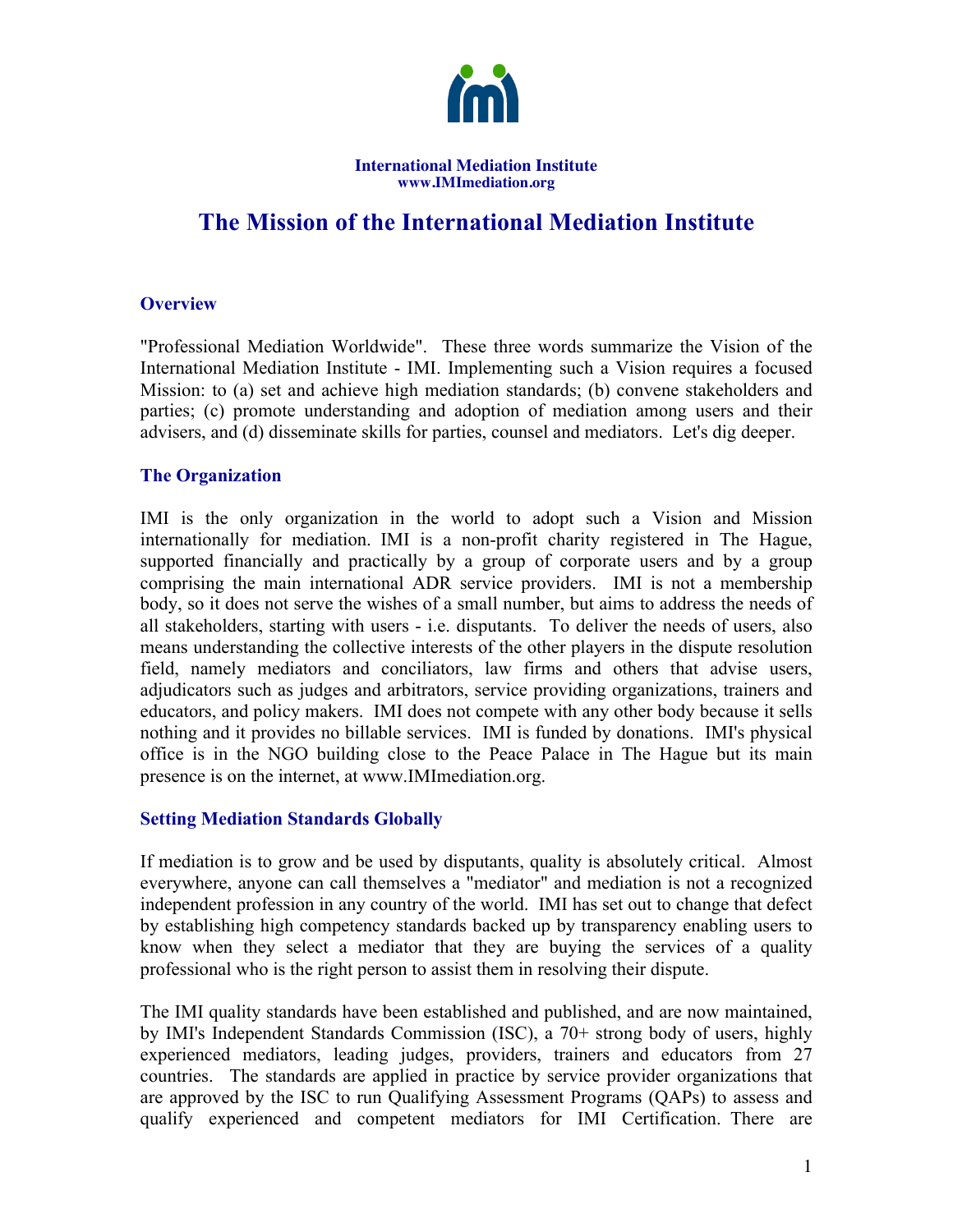**International Mediation Institute**
**www.IMImediation.org**

# The Mission of the International Mediation Institute

## Overview

"Professional Mediation Worldwide". These three words summarize the Vision of the International Mediation Institute - IMI. Implementing such a Vision requires a focused Mission: to (a) set and achieve high mediation standards; (b) convene stakeholders and parties; (c) promote understanding and adoption of mediation among users and their advisers, and (d) disseminate skills for parties, counsel and mediators. Let's dig deeper.

## The Organization

IMI is the only organization in the world to adopt such a Vision and Mission internationally for mediation. IMI is a non-profit charity registered in The Hague, supported financially and practically by a group of corporate users and by a group comprising the main international ADR service providers. IMI is not a membership body, so it does not serve the wishes of a small number, but aims to address the needs of all stakeholders, starting with users - i.e. disputants. To deliver the needs of users, also means understanding the collective interests of the other players in the dispute resolution field, namely mediators and conciliators, law firms and others that advise users, adjudicators such as judges and arbitrators, service providing organizations, trainers and educators, and policy makers. IMI does not compete with any other body because it sells nothing and it provides no billable services. IMI is funded by donations. IMI's physical office is in the NGO building close to the Peace Palace in The Hague but its main presence is on the internet, at www.IMImediation.org.

## Setting Mediation Standards Globally

If mediation is to grow and be used by disputants, quality is absolutely critical. Almost everywhere, anyone can call themselves a "mediator" and mediation is not a recognized independent profession in any country of the world. IMI has set out to change that defect by establishing high competency standards backed up by transparency enabling users to know when they select a mediator that they are buying the services of a quality professional who is the right person to assist them in resolving their dispute.

The IMI quality standards have been established and published, and are now maintained, by IMI's Independent Standards Commission (ISC), a 70+ strong body of users, highly experienced mediators, leading judges, providers, trainers and educators from 27 countries. The standards are applied in practice by service provider organizations that are approved by the ISC to run Qualifying Assessment Programs (QAPs) to assess and qualify experienced and competent mediators for IMI Certification. There are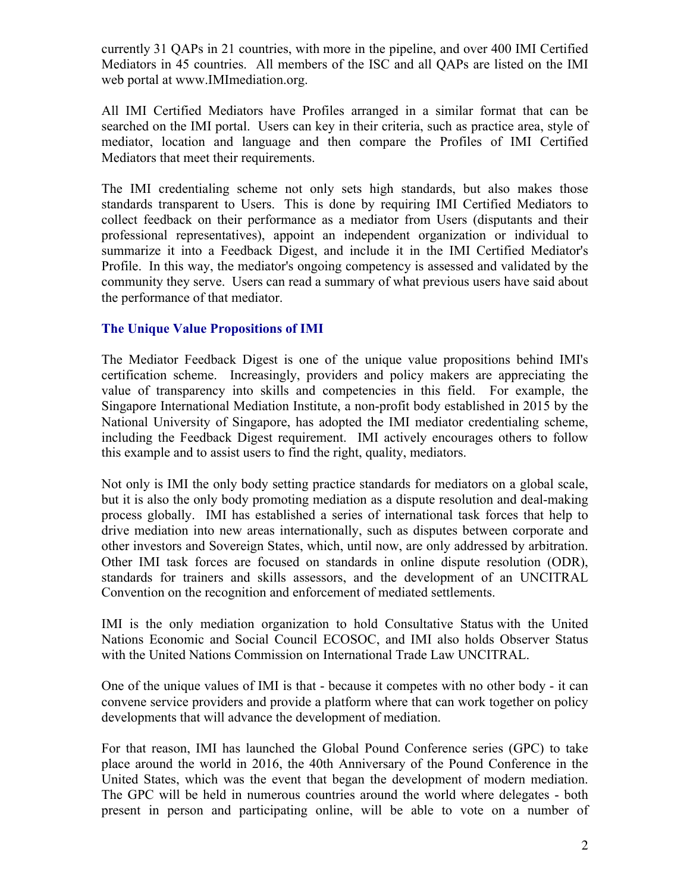currently 31 QAPs in 21 countries, with more in the pipeline, and over 400 IMI Certified Mediators in 45 countries. All members of the ISC and all QAPs are listed on the IMI web portal at www.IMImediation.org.

All IMI Certified Mediators have Profiles arranged in a similar format that can be searched on the IMI portal. Users can key in their criteria, such as practice area, style of mediator, location and language and then compare the Profiles of IMI Certified Mediators that meet their requirements.

The IMI credentialing scheme not only sets high standards, but also makes those standards transparent to Users. This is done by requiring IMI Certified Mediators to collect feedback on their performance as a mediator from Users (disputants and their professional representatives), appoint an independent organization or individual to summarize it into a Feedback Digest, and include it in the IMI Certified Mediator's Profile. In this way, the mediator's ongoing competency is assessed and validated by the community they serve. Users can read a summary of what previous users have said about the performance of that mediator.

### The Unique Value Propositions of IMI

The Mediator Feedback Digest is one of the unique value propositions behind IMI's certification scheme. Increasingly, providers and policy makers are appreciating the value of transparency into skills and competencies in this field. For example, the Singapore International Mediation Institute, a non-profit body established in 2015 by the National University of Singapore, has adopted the IMI mediator credentialing scheme, including the Feedback Digest requirement. IMI actively encourages others to follow this example and to assist users to find the right, quality, mediators.

Not only is IMI the only body setting practice standards for mediators on a global scale, but it is also the only body promoting mediation as a dispute resolution and deal-making process globally. IMI has established a series of international task forces that help to drive mediation into new areas internationally, such as disputes between corporate and other investors and Sovereign States, which, until now, are only addressed by arbitration. Other IMI task forces are focused on standards in online dispute resolution (ODR), standards for trainers and skills assessors, and the development of an UNCITRAL Convention on the recognition and enforcement of mediated settlements.

IMI is the only mediation organization to hold Consultative Status with the United Nations Economic and Social Council ECOSOC, and IMI also holds Observer Status with the United Nations Commission on International Trade Law UNCITRAL.

One of the unique values of IMI is that - because it competes with no other body - it can convene service providers and provide a platform where that can work together on policy developments that will advance the development of mediation.

For that reason, IMI has launched the Global Pound Conference series (GPC) to take place around the world in 2016, the 40th Anniversary of the Pound Conference in the United States, which was the event that began the development of modern mediation. The GPC will be held in numerous countries around the world where delegates - both present in person and participating online, will be able to vote on a number of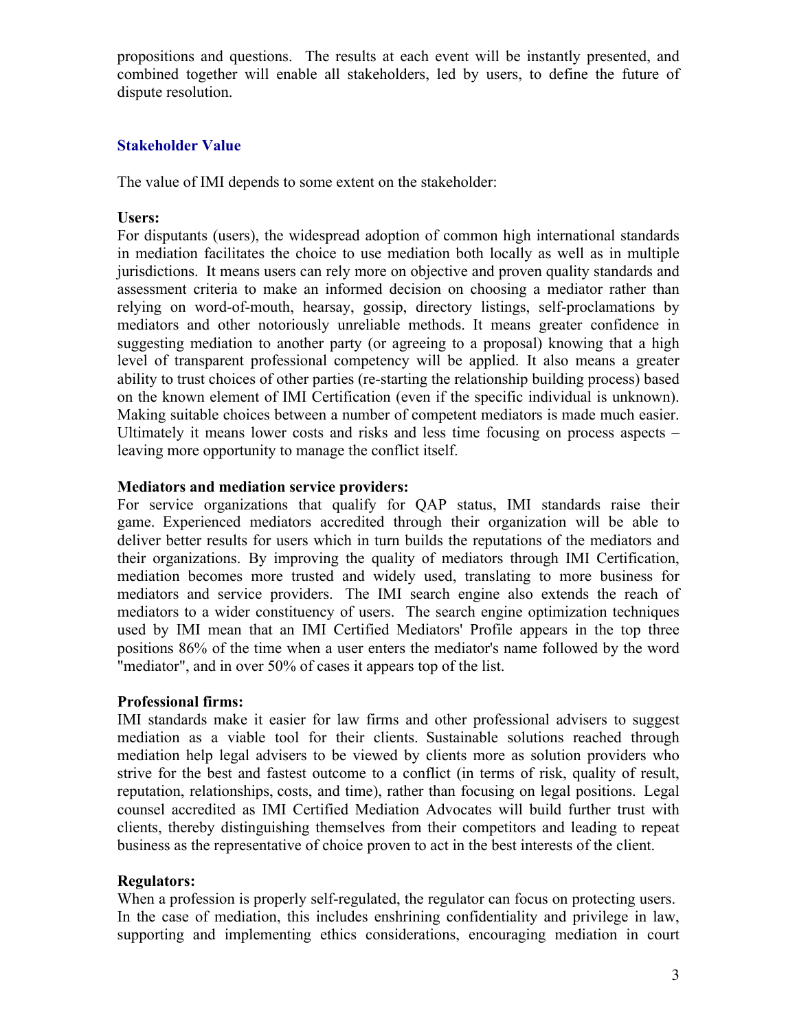propositions and questions. The results at each event will be instantly presented, and combined together will enable all stakeholders, led by users, to define the future of dispute resolution.

## Stakeholder Value

The value of IMI depends to some extent on the stakeholder:

**Users:**
For disputants (users), the widespread adoption of common high international standards in mediation facilitates the choice to use mediation both locally as well as in multiple jurisdictions. It means users can rely more on objective and proven quality standards and assessment criteria to make an informed decision on choosing a mediator rather than relying on word-of-mouth, hearsay, gossip, directory listings, self-proclamations by mediators and other notoriously unreliable methods. It means greater confidence in suggesting mediation to another party (or agreeing to a proposal) knowing that a high level of transparent professional competency will be applied. It also means a greater ability to trust choices of other parties (re-starting the relationship building process) based on the known element of IMI Certification (even if the specific individual is unknown). Making suitable choices between a number of competent mediators is made much easier. Ultimately it means lower costs and risks and less time focusing on process aspects – leaving more opportunity to manage the conflict itself.

**Mediators and mediation service providers:**
For service organizations that qualify for QAP status, IMI standards raise their game. Experienced mediators accredited through their organization will be able to deliver better results for users which in turn builds the reputations of the mediators and their organizations. By improving the quality of mediators through IMI Certification, mediation becomes more trusted and widely used, translating to more business for mediators and service providers. The IMI search engine also extends the reach of mediators to a wider constituency of users. The search engine optimization techniques used by IMI mean that an IMI Certified Mediators' Profile appears in the top three positions 86% of the time when a user enters the mediator's name followed by the word "mediator", and in over 50% of cases it appears top of the list.

**Professional firms:**
IMI standards make it easier for law firms and other professional advisers to suggest mediation as a viable tool for their clients. Sustainable solutions reached through mediation help legal advisers to be viewed by clients more as solution providers who strive for the best and fastest outcome to a conflict (in terms of risk, quality of result, reputation, relationships, costs, and time), rather than focusing on legal positions. Legal counsel accredited as IMI Certified Mediation Advocates will build further trust with clients, thereby distinguishing themselves from their competitors and leading to repeat business as the representative of choice proven to act in the best interests of the client.

**Regulators:**
When a profession is properly self-regulated, the regulator can focus on protecting users. In the case of mediation, this includes enshrining confidentiality and privilege in law, supporting and implementing ethics considerations, encouraging mediation in court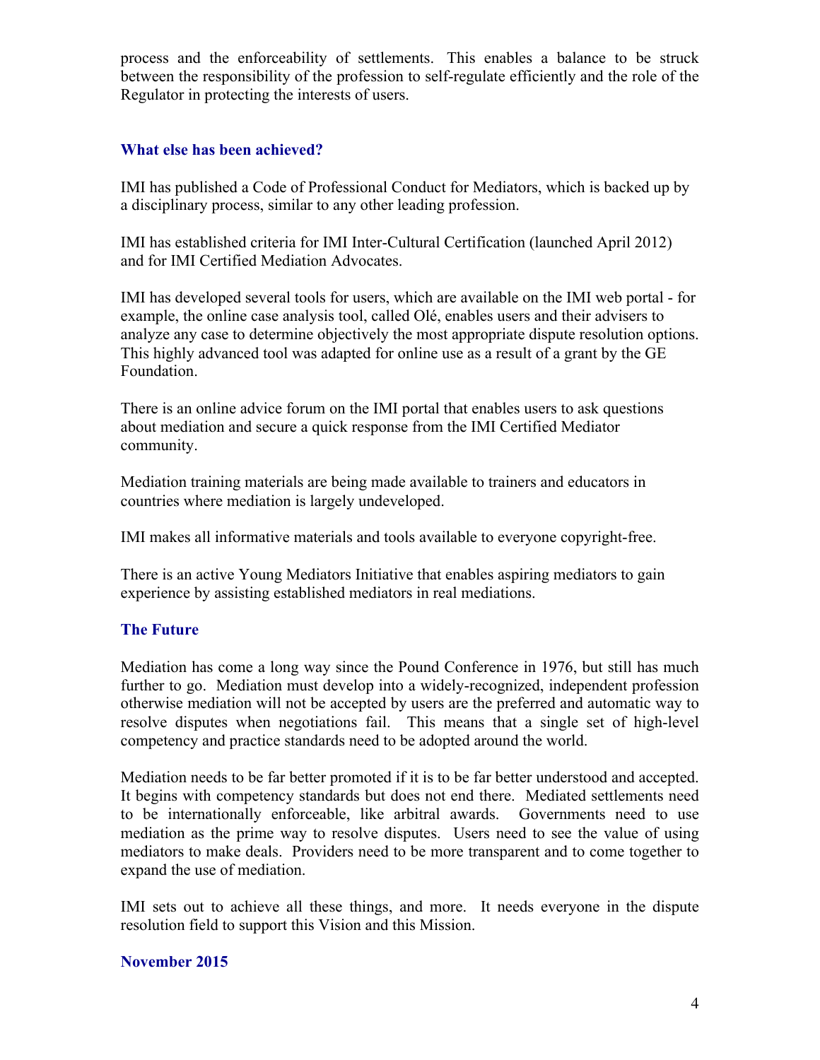process and the enforceability of settlements. This enables a balance to be struck between the responsibility of the profession to self-regulate efficiently and the role of the Regulator in protecting the interests of users.

## What else has been achieved?

IMI has published a Code of Professional Conduct for Mediators, which is backed up by a disciplinary process, similar to any other leading profession.

IMI has established criteria for IMI Inter-Cultural Certification (launched April 2012) and for IMI Certified Mediation Advocates.

IMI has developed several tools for users, which are available on the IMI web portal - for example, the online case analysis tool, called Olé, enables users and their advisers to analyze any case to determine objectively the most appropriate dispute resolution options. This highly advanced tool was adapted for online use as a result of a grant by the GE Foundation.

There is an online advice forum on the IMI portal that enables users to ask questions about mediation and secure a quick response from the IMI Certified Mediator community.

Mediation training materials are being made available to trainers and educators in countries where mediation is largely undeveloped.

IMI makes all informative materials and tools available to everyone copyright-free.

There is an active Young Mediators Initiative that enables aspiring mediators to gain experience by assisting established mediators in real mediations.

## The Future

Mediation has come a long way since the Pound Conference in 1976, but still has much further to go. Mediation must develop into a widely-recognized, independent profession otherwise mediation will not be accepted by users are the preferred and automatic way to resolve disputes when negotiations fail. This means that a single set of high-level competency and practice standards need to be adopted around the world.

Mediation needs to be far better promoted if it is to be far better understood and accepted. It begins with competency standards but does not end there. Mediated settlements need to be internationally enforceable, like arbitral awards. Governments need to use mediation as the prime way to resolve disputes. Users need to see the value of using mediators to make deals. Providers need to be more transparent and to come together to expand the use of mediation.

IMI sets out to achieve all these things, and more. It needs everyone in the dispute resolution field to support this Vision and this Mission.

**November 2015**